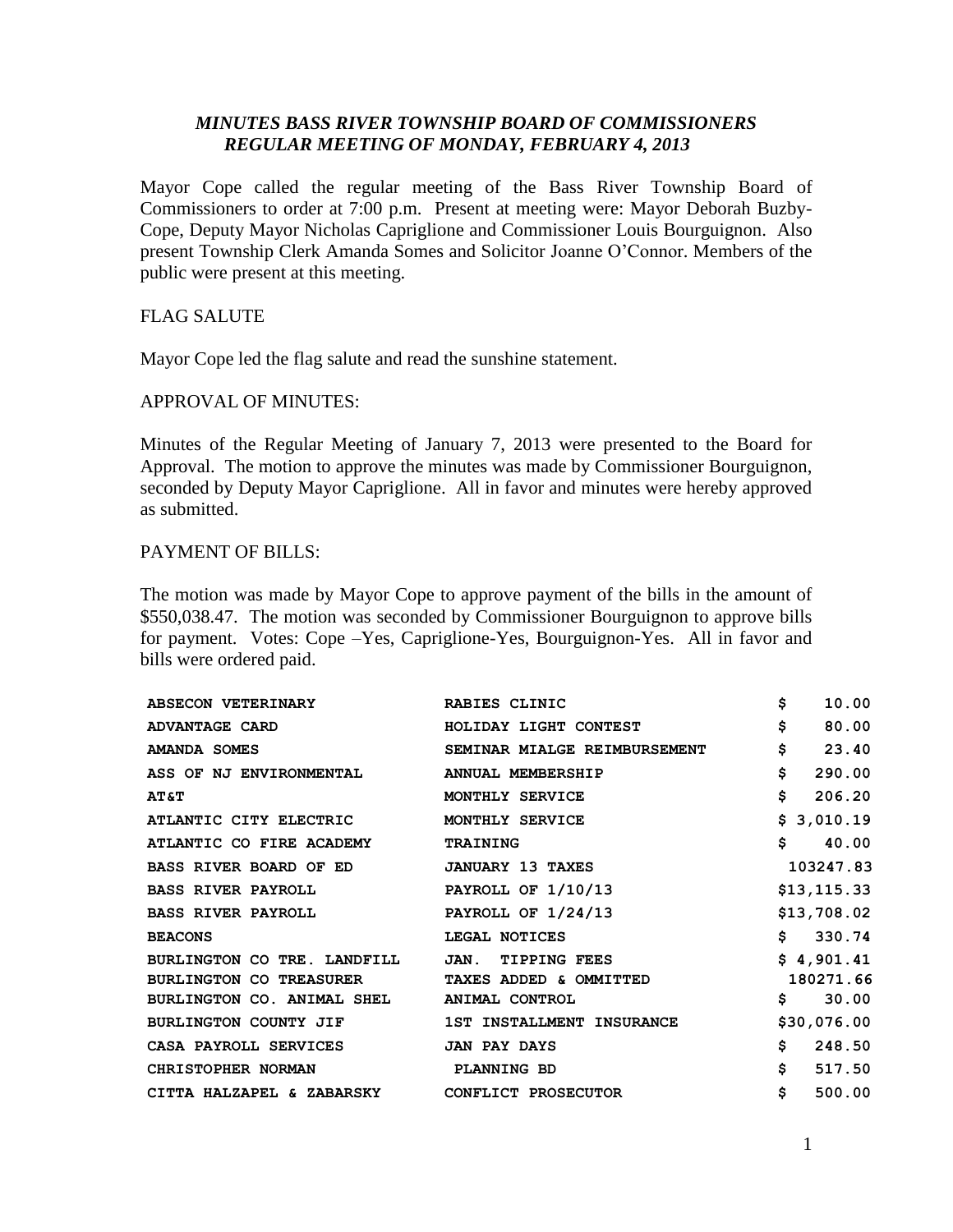# *MINUTES BASS RIVER TOWNSHIP BOARD OF COMMISSIONERS*
## *REGULAR MEETING OF MONDAY, FEBRUARY 4, 2013*

Mayor Cope called the regular meeting of the Bass River Township Board of Commissioners to order at 7:00 p.m. Present at meeting were: Mayor Deborah Buzby-Cope, Deputy Mayor Nicholas Capriglione and Commissioner Louis Bourguignon. Also present Township Clerk Amanda Somes and Solicitor Joanne O'Connor. Members of the public were present at this meeting.

FLAG SALUTE

Mayor Cope led the flag salute and read the sunshine statement.

APPROVAL OF MINUTES:

Minutes of the Regular Meeting of January 7, 2013 were presented to the Board for Approval. The motion to approve the minutes was made by Commissioner Bourguignon, seconded by Deputy Mayor Capriglione. All in favor and minutes were hereby approved as submitted.

PAYMENT OF BILLS:

The motion was made by Mayor Cope to approve payment of the bills in the amount of $550,038.47. The motion was seconded by Commissioner Bourguignon to approve bills for payment. Votes: Cope –Yes, Capriglione-Yes, Bourguignon-Yes. All in favor and bills were ordered paid.

| | | |
|---|---|---|
| ABSECON VETERINARY | RABIES CLINIC | $ 10.00 |
| ADVANTAGE CARD | HOLIDAY LIGHT CONTEST | $ 80.00 |
| AMANDA SOMES | SEMINAR MIALGE REIMBURSEMENT | $ 23.40 |
| ASS OF NJ ENVIRONMENTAL | ANNUAL MEMBERSHIP | $ 290.00 |
| AT&T | MONTHLY SERVICE | $ 206.20 |
| ATLANTIC CITY ELECTRIC | MONTHLY SERVICE | $ 3,010.19 |
| ATLANTIC CO FIRE ACADEMY | TRAINING | $ 40.00 |
| BASS RIVER BOARD OF ED | JANUARY 13 TAXES | 103247.83 |
| BASS RIVER PAYROLL | PAYROLL OF 1/10/13 | $13,115.33 |
| BASS RIVER PAYROLL | PAYROLL OF 1/24/13 | $13,708.02 |
| BEACONS | LEGAL NOTICES | $ 330.74 |
| BURLINGTON CO TRE. LANDFILL | JAN. TIPPING FEES | $ 4,901.41 |
| BURLINGTON CO TREASURER | TAXES ADDED & OMMITTED | 180271.66 |
| BURLINGTON CO. ANIMAL SHEL | ANIMAL CONTROL | $ 30.00 |
| BURLINGTON COUNTY JIF | 1ST INSTALLMENT INSURANCE | $30,076.00 |
| CASA PAYROLL SERVICES | JAN PAY DAYS | $ 248.50 |
| CHRISTOPHER NORMAN | PLANNING BD | $ 517.50 |
| CITTA HALZAPEL & ZABARSKY | CONFLICT PROSECUTOR | $ 500.00 |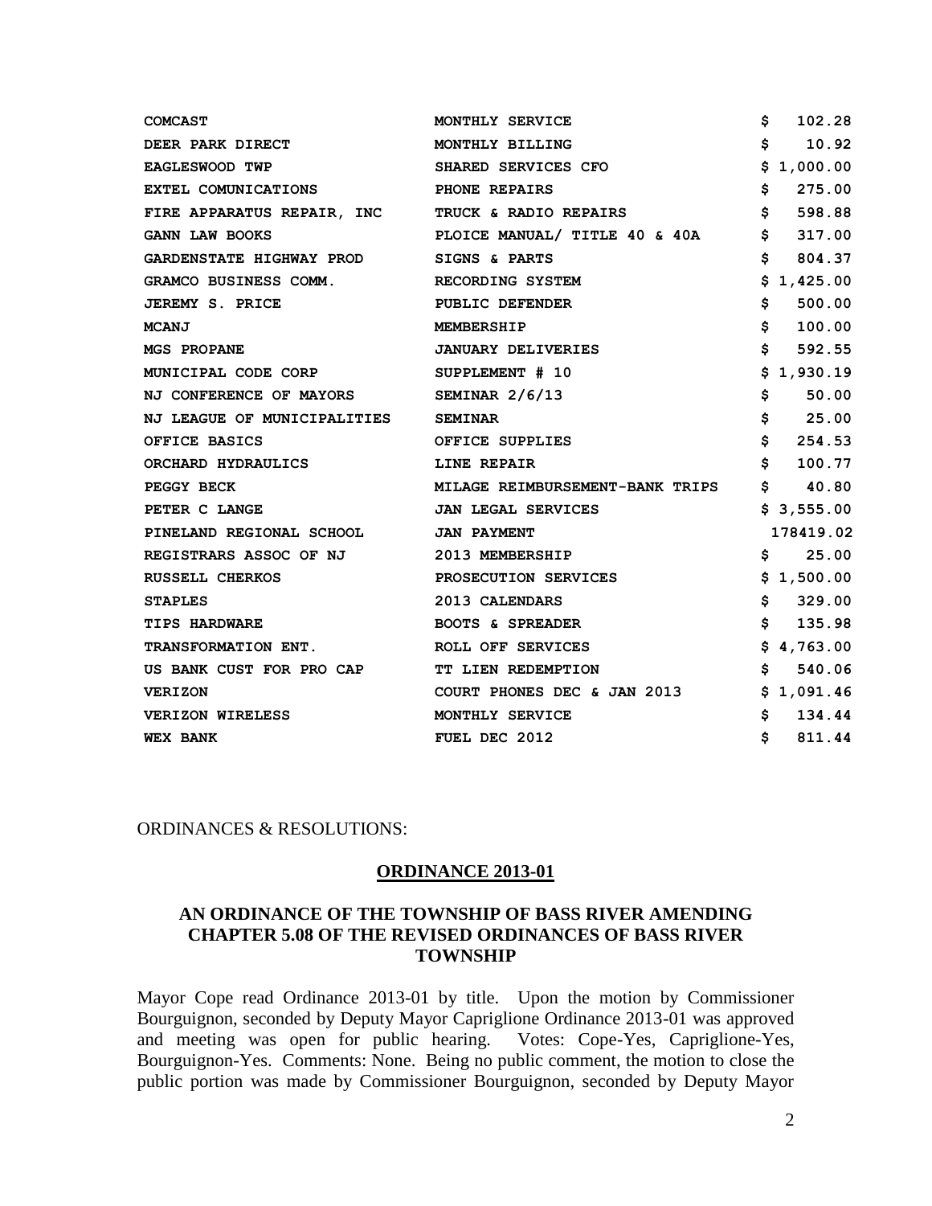| | | |
|---|---|---|
| COMCAST | MONTHLY SERVICE | $ 102.28 |
| DEER PARK DIRECT | MONTHLY BILLING | $ 10.92 |
| EAGLESWOOD TWP | SHARED SERVICES CFO | $ 1,000.00 |
| EXTEL COMUNICATIONS | PHONE REPAIRS | $ 275.00 |
| FIRE APPARATUS REPAIR, INC | TRUCK & RADIO REPAIRS | $ 598.88 |
| GANN LAW BOOKS | PLOICE MANUAL/ TITLE 40 & 40A | $ 317.00 |
| GARDENSTATE HIGHWAY PROD | SIGNS & PARTS | $ 804.37 |
| GRAMCO BUSINESS COMM. | RECORDING SYSTEM | $ 1,425.00 |
| JEREMY S. PRICE | PUBLIC DEFENDER | $ 500.00 |
| MCANJ | MEMBERSHIP | $ 100.00 |
| MGS PROPANE | JANUARY DELIVERIES | $ 592.55 |
| MUNICIPAL CODE CORP | SUPPLEMENT # 10 | $ 1,930.19 |
| NJ CONFERENCE OF MAYORS | SEMINAR 2/6/13 | $ 50.00 |
| NJ LEAGUE OF MUNICIPALITIES | SEMINAR | $ 25.00 |
| OFFICE BASICS | OFFICE SUPPLIES | $ 254.53 |
| ORCHARD HYDRAULICS | LINE REPAIR | $ 100.77 |
| PEGGY BECK | MILAGE REIMBURSEMENT-BANK TRIPS | $ 40.80 |
| PETER C LANGE | JAN LEGAL SERVICES | $ 3,555.00 |
| PINELAND REGIONAL SCHOOL | JAN PAYMENT | 178419.02 |
| REGISTRARS ASSOC OF NJ | 2013 MEMBERSHIP | $ 25.00 |
| RUSSELL CHERKOS | PROSECUTION SERVICES | $ 1,500.00 |
| STAPLES | 2013 CALENDARS | $ 329.00 |
| TIPS HARDWARE | BOOTS & SPREADER | $ 135.98 |
| TRANSFORMATION ENT. | ROLL OFF SERVICES | $ 4,763.00 |
| US BANK CUST FOR PRO CAP | TT LIEN REDEMPTION | $ 540.06 |
| VERIZON | COURT PHONES DEC & JAN 2013 | $ 1,091.46 |
| VERIZON WIRELESS | MONTHLY SERVICE | $ 134.44 |
| WEX BANK | FUEL DEC 2012 | $ 811.44 |

ORDINANCES & RESOLUTIONS:

**ORDINANCE 2013-01**

**AN ORDINANCE OF THE TOWNSHIP OF BASS RIVER AMENDING CHAPTER 5.08 OF THE REVISED ORDINANCES OF BASS RIVER TOWNSHIP**

Mayor Cope read Ordinance 2013-01 by title. Upon the motion by Commissioner Bourguignon, seconded by Deputy Mayor Capriglione Ordinance 2013-01 was approved and meeting was open for public hearing. Votes: Cope-Yes, Capriglione-Yes, Bourguignon-Yes. Comments: None. Being no public comment, the motion to close the public portion was made by Commissioner Bourguignon, seconded by Deputy Mayor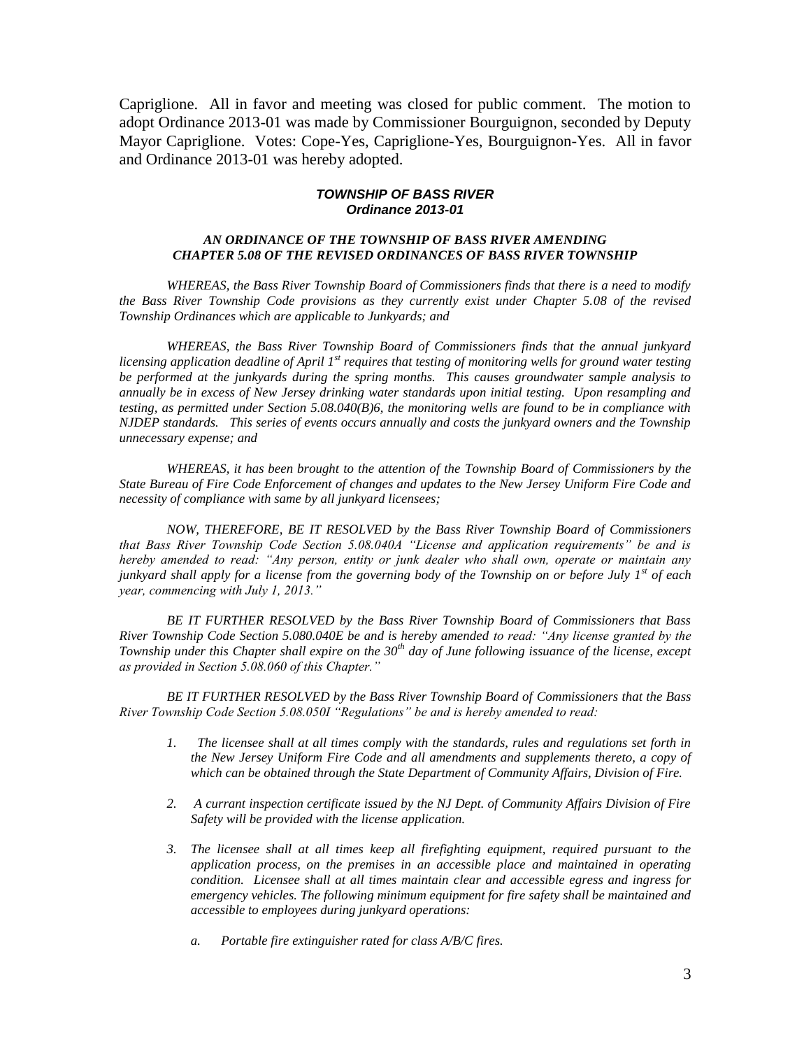Capriglione. All in favor and meeting was closed for public comment. The motion to adopt Ordinance 2013-01 was made by Commissioner Bourguignon, seconded by Deputy Mayor Capriglione. Votes: Cope-Yes, Capriglione-Yes, Bourguignon-Yes. All in favor and Ordinance 2013-01 was hereby adopted.

***TOWNSHIP OF BASS RIVER***
***Ordinance 2013-01***

***AN ORDINANCE OF THE TOWNSHIP OF BASS RIVER AMENDING CHAPTER 5.08 OF THE REVISED ORDINANCES OF BASS RIVER TOWNSHIP***

*WHEREAS, the Bass River Township Board of Commissioners finds that there is a need to modify the Bass River Township Code provisions as they currently exist under Chapter 5.08 of the revised Township Ordinances which are applicable to Junkyards; and*

*WHEREAS, the Bass River Township Board of Commissioners finds that the annual junkyard licensing application deadline of April 1st requires that testing of monitoring wells for ground water testing be performed at the junkyards during the spring months. This causes groundwater sample analysis to annually be in excess of New Jersey drinking water standards upon initial testing. Upon resampling and testing, as permitted under Section 5.08.040(B)6, the monitoring wells are found to be in compliance with NJDEP standards. This series of events occurs annually and costs the junkyard owners and the Township unnecessary expense; and*

*WHEREAS, it has been brought to the attention of the Township Board of Commissioners by the State Bureau of Fire Code Enforcement of changes and updates to the New Jersey Uniform Fire Code and necessity of compliance with same by all junkyard licensees;*

*NOW, THEREFORE, BE IT RESOLVED by the Bass River Township Board of Commissioners that Bass River Township Code Section 5.08.040A "License and application requirements" be and is hereby amended to read: "Any person, entity or junk dealer who shall own, operate or maintain any junkyard shall apply for a license from the governing body of the Township on or before July 1st of each year, commencing with July 1, 2013."*

*BE IT FURTHER RESOLVED by the Bass River Township Board of Commissioners that Bass River Township Code Section 5.080.040E be and is hereby amended to read: "Any license granted by the Township under this Chapter shall expire on the 30th day of June following issuance of the license, except as provided in Section 5.08.060 of this Chapter."*

*BE IT FURTHER RESOLVED by the Bass River Township Board of Commissioners that the Bass River Township Code Section 5.08.050I "Regulations" be and is hereby amended to read:*

1. *The licensee shall at all times comply with the standards, rules and regulations set forth in the New Jersey Uniform Fire Code and all amendments and supplements thereto, a copy of which can be obtained through the State Department of Community Affairs, Division of Fire.*

2. *A current inspection certificate issued by the NJ Dept. of Community Affairs Division of Fire Safety will be provided with the license application.*

3. *The licensee shall at all times keep all firefighting equipment, required pursuant to the application process, on the premises in an accessible place and maintained in operating condition. Licensee shall at all times maintain clear and accessible egress and ingress for emergency vehicles. The following minimum equipment for fire safety shall be maintained and accessible to employees during junkyard operations:*

   a. *Portable fire extinguisher rated for class A/B/C fires.*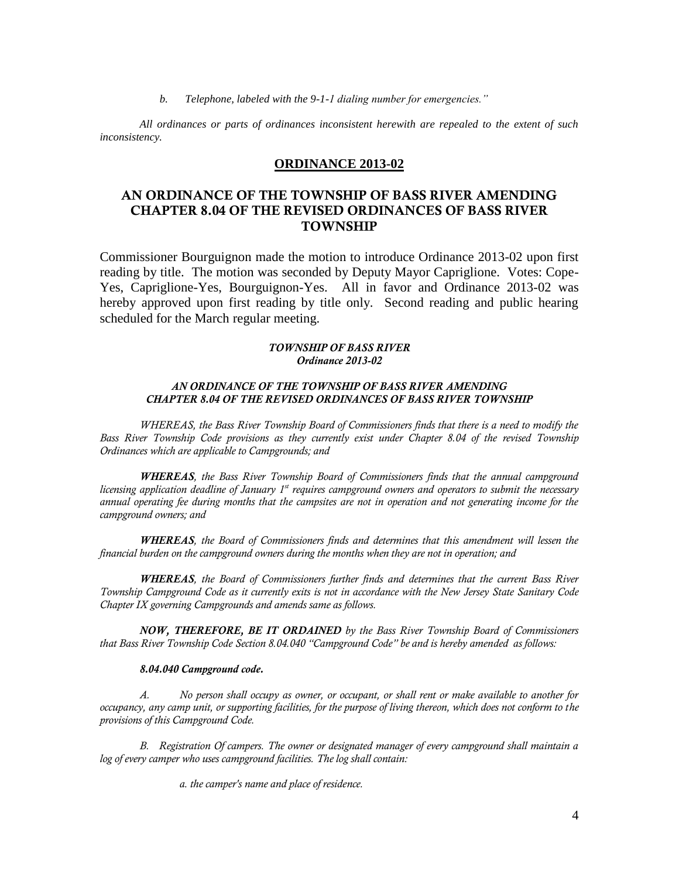*b. Telephone, labeled with the 9-1-1 dialing number for emergencies."*

*All ordinances or parts of ordinances inconsistent herewith are repealed to the extent of such inconsistency.*

## ORDINANCE 2013-02

## AN ORDINANCE OF THE TOWNSHIP OF BASS RIVER AMENDING CHAPTER 8.04 OF THE REVISED ORDINANCES OF BASS RIVER TOWNSHIP

Commissioner Bourguignon made the motion to introduce Ordinance 2013-02 upon first reading by title. The motion was seconded by Deputy Mayor Capriglione. Votes: Cope-Yes, Capriglione-Yes, Bourguignon-Yes. All in favor and Ordinance 2013-02 was hereby approved upon first reading by title only. Second reading and public hearing scheduled for the March regular meeting.

***TOWNSHIP OF BASS RIVER***
***Ordinance 2013-02***

***AN ORDINANCE OF THE TOWNSHIP OF BASS RIVER AMENDING CHAPTER 8.04 OF THE REVISED ORDINANCES OF BASS RIVER TOWNSHIP***

*WHEREAS, the Bass River Township Board of Commissioners finds that there is a need to modify the Bass River Township Code provisions as they currently exist under Chapter 8.04 of the revised Township Ordinances which are applicable to Campgrounds; and*

***WHEREAS****, the Bass River Township Board of Commissioners finds that the annual campground licensing application deadline of January 1st requires campground owners and operators to submit the necessary annual operating fee during months that the campsites are not in operation and not generating income for the campground owners; and*

***WHEREAS****, the Board of Commissioners finds and determines that this amendment will lessen the financial burden on the campground owners during the months when they are not in operation; and*

***WHEREAS****, the Board of Commissioners further finds and determines that the current Bass River Township Campground Code as it currently exits is not in accordance with the New Jersey State Sanitary Code Chapter IX governing Campgrounds and amends same as follows.*

***NOW, THEREFORE, BE IT ORDAINED*** *by the Bass River Township Board of Commissioners that Bass River Township Code Section 8.04.040 "Campground Code" be and is hereby amended as follows:*

***8.04.040 Campground code.***

*A. No person shall occupy as owner, or occupant, or shall rent or make available to another for occupancy, any camp unit, or supporting facilities, for the purpose of living thereon, which does not conform to the provisions of this Campground Code.*

*B. Registration Of campers. The owner or designated manager of every campground shall maintain a log of every camper who uses campground facilities. The log shall contain:*

*a. the camper's name and place of residence.*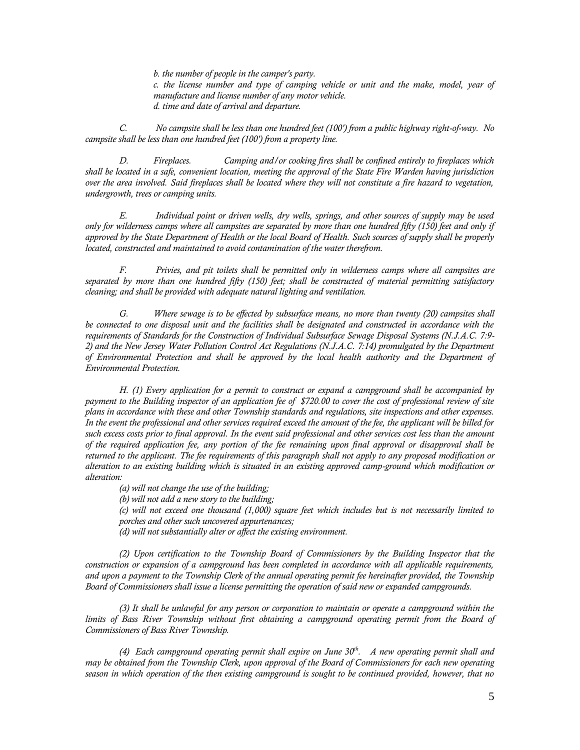*b. the number of people in the camper's party.*

*c. the license number and type of camping vehicle or unit and the make, model, year of manufacture and license number of any motor vehicle.*

*d. time and date of arrival and departure.*

*C. No campsite shall be less than one hundred feet (100') from a public highway right-of-way. No campsite shall be less than one hundred feet (100') from a property line.*

*D. Fireplaces. Camping and/or cooking fires shall be confined entirely to fireplaces which shall be located in a safe, convenient location, meeting the approval of the State Fire Warden having jurisdiction over the area involved. Said fireplaces shall be located where they will not constitute a fire hazard to vegetation, undergrowth, trees or camping units.*

*E. Individual point or driven wells, dry wells, springs, and other sources of supply may be used only for wilderness camps where all campsites are separated by more than one hundred fifty (150) feet and only if approved by the State Department of Health or the local Board of Health. Such sources of supply shall be properly located, constructed and maintained to avoid contamination of the water therefrom.*

*F. Privies, and pit toilets shall be permitted only in wilderness camps where all campsites are separated by more than one hundred fifty (150) feet; shall be constructed of material permitting satisfactory cleaning; and shall be provided with adequate natural lighting and ventilation.*

*G. Where sewage is to be effected by subsurface means, no more than twenty (20) campsites shall be connected to one disposal unit and the facilities shall be designated and constructed in accordance with the requirements of Standards for the Construction of Individual Subsurface Sewage Disposal Systems (N.J.A.C. 7:9-2) and the New Jersey Water Pollution Control Act Regulations (N.J.A.C. 7:14) promulgated by the Department of Environmental Protection and shall be approved by the local health authority and the Department of Environmental Protection.*

*H. (1) Every application for a permit to construct or expand a campground shall be accompanied by payment to the Building inspector of an application fee of $720.00 to cover the cost of professional review of site plans in accordance with these and other Township standards and regulations, site inspections and other expenses. In the event the professional and other services required exceed the amount of the fee, the applicant will be billed for such excess costs prior to final approval. In the event said professional and other services cost less than the amount of the required application fee, any portion of the fee remaining upon final approval or disapproval shall be returned to the applicant. The fee requirements of this paragraph shall not apply to any proposed modification or alteration to an existing building which is situated in an existing approved camp-ground which modification or alteration:*

*(a) will not change the use of the building;*

*(b) will not add a new story to the building;*

*(c) will not exceed one thousand (1,000) square feet which includes but is not necessarily limited to porches and other such uncovered appurtenances;*

*(d) will not substantially alter or affect the existing environment.*

*(2) Upon certification to the Township Board of Commissioners by the Building Inspector that the construction or expansion of a campground has been completed in accordance with all applicable requirements, and upon a payment to the Township Clerk of the annual operating permit fee hereinafter provided, the Township Board of Commissioners shall issue a license permitting the operation of said new or expanded campgrounds.*

*(3) It shall be unlawful for any person or corporation to maintain or operate a campground within the limits of Bass River Township without first obtaining a campground operating permit from the Board of Commissioners of Bass River Township.*

*(4) Each campground operating permit shall expire on June 30th. A new operating permit shall and may be obtained from the Township Clerk, upon approval of the Board of Commissioners for each new operating season in which operation of the then existing campground is sought to be continued provided, however, that no*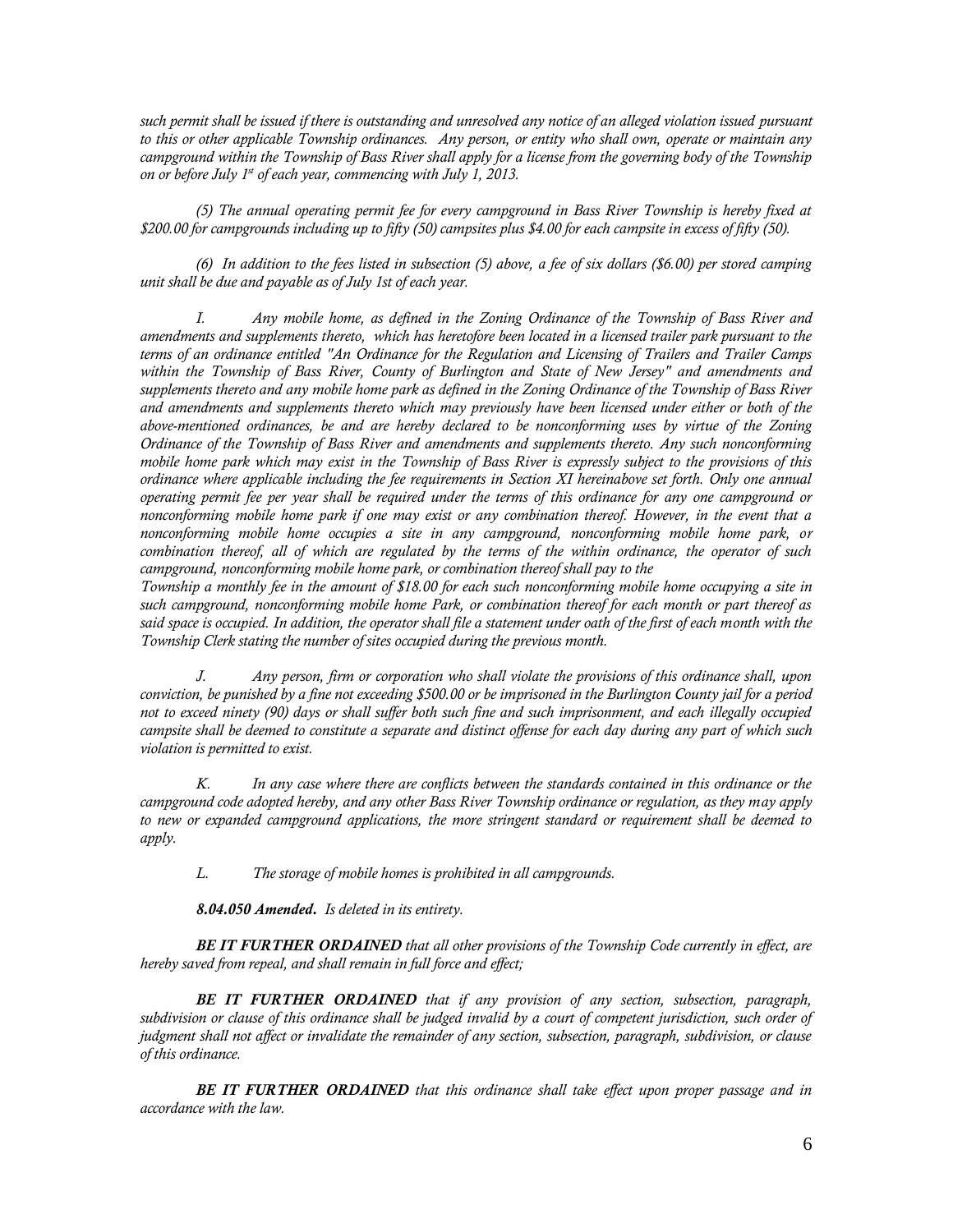*such permit shall be issued if there is outstanding and unresolved any notice of an alleged violation issued pursuant to this or other applicable Township ordinances. Any person, or entity who shall own, operate or maintain any campground within the Township of Bass River shall apply for a license from the governing body of the Township on or before July 1st of each year, commencing with July 1, 2013.*

*(5) The annual operating permit fee for every campground in Bass River Township is hereby fixed at $200.00 for campgrounds including up to fifty (50) campsites plus $4.00 for each campsite in excess of fifty (50).*

*(6) In addition to the fees listed in subsection (5) above, a fee of six dollars ($6.00) per stored camping unit shall be due and payable as of July 1st of each year.*

*I. Any mobile home, as defined in the Zoning Ordinance of the Township of Bass River and amendments and supplements thereto, which has heretofore been located in a licensed trailer park pursuant to the terms of an ordinance entitled "An Ordinance for the Regulation and Licensing of Trailers and Trailer Camps within the Township of Bass River, County of Burlington and State of New Jersey" and amendments and supplements thereto and any mobile home park as defined in the Zoning Ordinance of the Township of Bass River and amendments and supplements thereto which may previously have been licensed under either or both of the above-mentioned ordinances, be and are hereby declared to be nonconforming uses by virtue of the Zoning Ordinance of the Township of Bass River and amendments and supplements thereto. Any such nonconforming mobile home park which may exist in the Township of Bass River is expressly subject to the provisions of this ordinance where applicable including the fee requirements in Section XI hereinabove set forth. Only one annual operating permit fee per year shall be required under the terms of this ordinance for any one campground or nonconforming mobile home park if one may exist or any combination thereof. However, in the event that a nonconforming mobile home occupies a site in any campground, nonconforming mobile home park, or combination thereof, all of which are regulated by the terms of the within ordinance, the operator of such campground, nonconforming mobile home park, or combination thereof shall pay to the Township a monthly fee in the amount of $18.00 for each such nonconforming mobile home occupying a site in such campground, nonconforming mobile home Park, or combination thereof for each month or part thereof as said space is occupied. In addition, the operator shall file a statement under oath of the first of each month with the Township Clerk stating the number of sites occupied during the previous month.*

*J. Any person, firm or corporation who shall violate the provisions of this ordinance shall, upon conviction, be punished by a fine not exceeding $500.00 or be imprisoned in the Burlington County jail for a period not to exceed ninety (90) days or shall suffer both such fine and such imprisonment, and each illegally occupied campsite shall be deemed to constitute a separate and distinct offense for each day during any part of which such violation is permitted to exist.*

*K. In any case where there are conflicts between the standards contained in this ordinance or the campground code adopted hereby, and any other Bass River Township ordinance or regulation, as they may apply to new or expanded campground applications, the more stringent standard or requirement shall be deemed to apply.*

*L. The storage of mobile homes is prohibited in all campgrounds.*

***8.04.050 Amended.*** *Is deleted in its entirety.*

***BE IT FURTHER ORDAINED*** *that all other provisions of the Township Code currently in effect, are hereby saved from repeal, and shall remain in full force and effect;*

***BE IT FURTHER ORDAINED*** *that if any provision of any section, subsection, paragraph, subdivision or clause of this ordinance shall be judged invalid by a court of competent jurisdiction, such order of judgment shall not affect or invalidate the remainder of any section, subsection, paragraph, subdivision, or clause of this ordinance.*

***BE IT FURTHER ORDAINED*** *that this ordinance shall take effect upon proper passage and in accordance with the law.*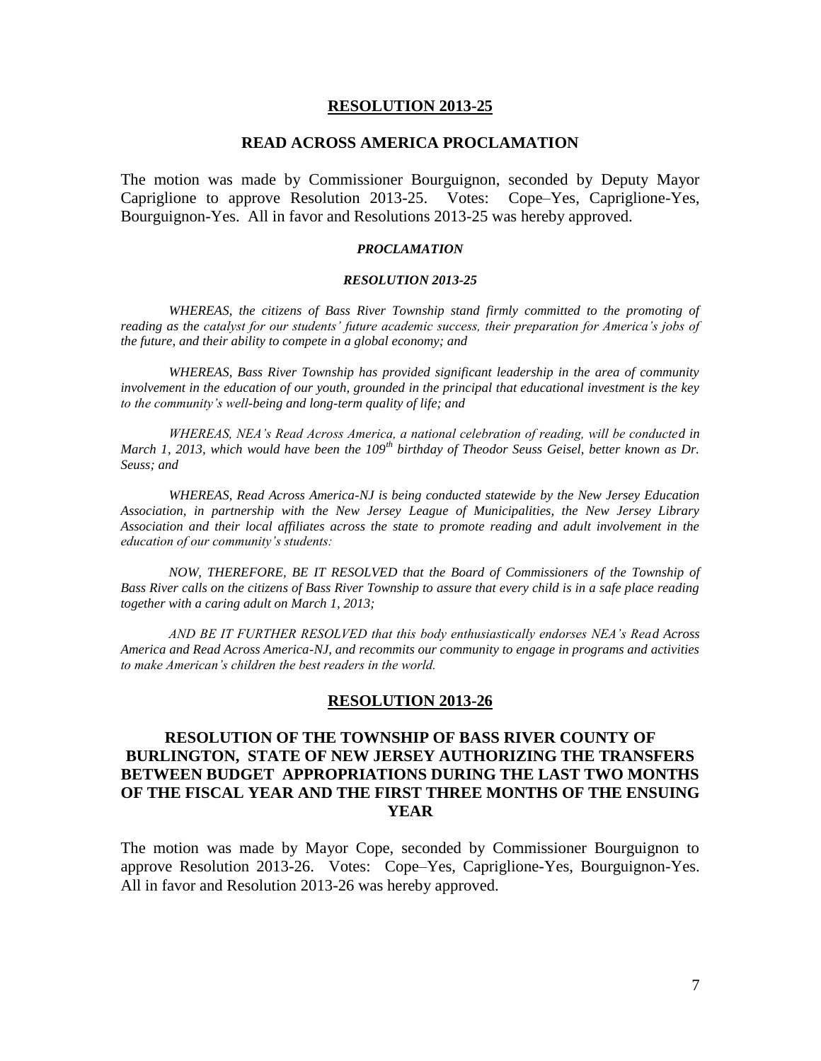## RESOLUTION 2013-25

### READ ACROSS AMERICA PROCLAMATION

The motion was made by Commissioner Bourguignon, seconded by Deputy Mayor Capriglione to approve Resolution 2013-25. Votes: Cope–Yes, Capriglione-Yes, Bourguignon-Yes. All in favor and Resolutions 2013-25 was hereby approved.

***PROCLAMATION***

***RESOLUTION 2013-25***

*WHEREAS, the citizens of Bass River Township stand firmly committed to the promoting of reading as the catalyst for our students' future academic success, their preparation for America's jobs of the future, and their ability to compete in a global economy; and*

*WHEREAS, Bass River Township has provided significant leadership in the area of community involvement in the education of our youth, grounded in the principal that educational investment is the key to the community's well-being and long-term quality of life; and*

*WHEREAS, NEA's Read Across America, a national celebration of reading, will be conducted in March 1, 2013, which would have been the 109th birthday of Theodor Seuss Geisel, better known as Dr. Seuss; and*

*WHEREAS, Read Across America-NJ is being conducted statewide by the New Jersey Education Association, in partnership with the New Jersey League of Municipalities, the New Jersey Library Association and their local affiliates across the state to promote reading and adult involvement in the education of our community's students:*

*NOW, THEREFORE, BE IT RESOLVED that the Board of Commissioners of the Township of Bass River calls on the citizens of Bass River Township to assure that every child is in a safe place reading together with a caring adult on March 1, 2013;*

*AND BE IT FURTHER RESOLVED that this body enthusiastically endorses NEA's Read Across America and Read Across America-NJ, and recommits our community to engage in programs and activities to make American's children the best readers in the world.*

## RESOLUTION 2013-26

### RESOLUTION OF THE TOWNSHIP OF BASS RIVER COUNTY OF BURLINGTON, STATE OF NEW JERSEY AUTHORIZING THE TRANSFERS BETWEEN BUDGET APPROPRIATIONS DURING THE LAST TWO MONTHS OF THE FISCAL YEAR AND THE FIRST THREE MONTHS OF THE ENSUING YEAR

The motion was made by Mayor Cope, seconded by Commissioner Bourguignon to approve Resolution 2013-26. Votes: Cope–Yes, Capriglione-Yes, Bourguignon-Yes. All in favor and Resolution 2013-26 was hereby approved.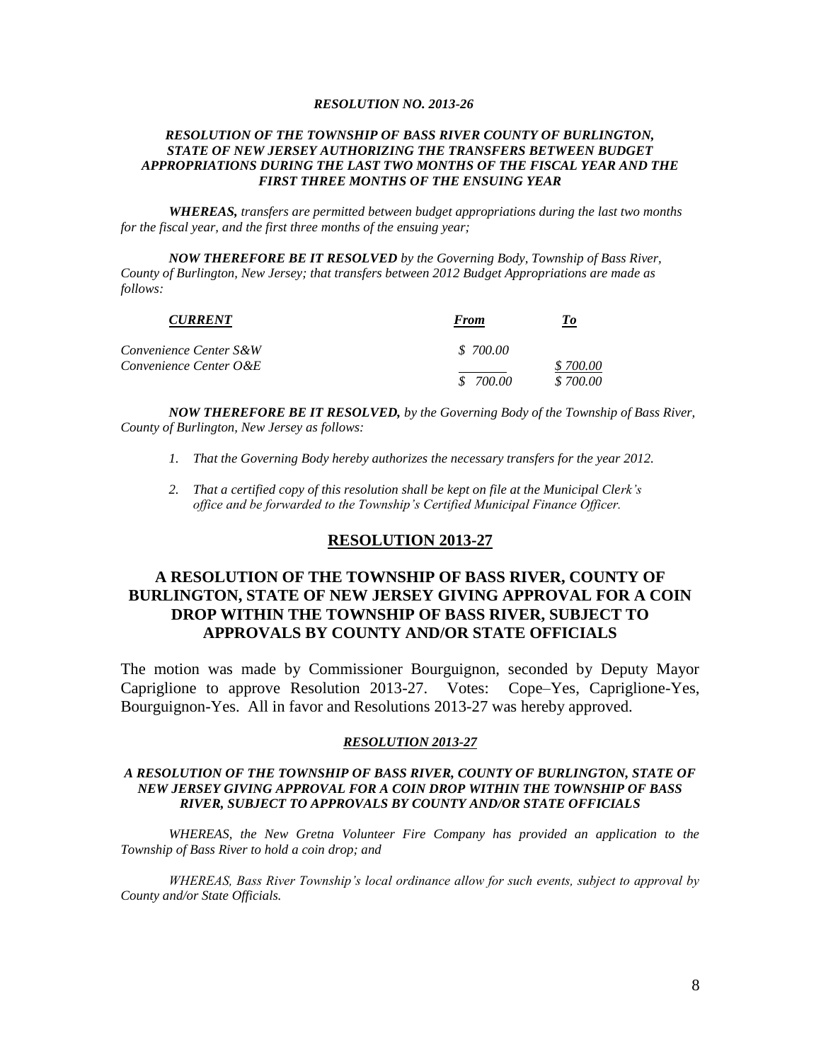***RESOLUTION NO. 2013-26***

***RESOLUTION OF THE TOWNSHIP OF BASS RIVER COUNTY OF BURLINGTON, STATE OF NEW JERSEY AUTHORIZING THE TRANSFERS BETWEEN BUDGET APPROPRIATIONS DURING THE LAST TWO MONTHS OF THE FISCAL YEAR AND THE FIRST THREE MONTHS OF THE ENSUING YEAR***

***WHEREAS,*** *transfers are permitted between budget appropriations during the last two months for the fiscal year, and the first three months of the ensuing year;*

***NOW THEREFORE BE IT RESOLVED*** *by the Governing Body, Township of Bass River, County of Burlington, New Jersey; that transfers between 2012 Budget Appropriations are made as follows:*

| ***CURRENT*** | ***From*** | ***To*** |
|---|---|---|
| *Convenience Center S&W* | *$ 700.00* | |
| *Convenience Center O&E* | | *$ 700.00* |
| | *$ 700.00* | *$ 700.00* |

***NOW THEREFORE BE IT RESOLVED,*** *by the Governing Body of the Township of Bass River, County of Burlington, New Jersey as follows:*

1. *That the Governing Body hereby authorizes the necessary transfers for the year 2012.*
2. *That a certified copy of this resolution shall be kept on file at the Municipal Clerk's office and be forwarded to the Township's Certified Municipal Finance Officer.*

## RESOLUTION 2013-27

## A RESOLUTION OF THE TOWNSHIP OF BASS RIVER, COUNTY OF BURLINGTON, STATE OF NEW JERSEY GIVING APPROVAL FOR A COIN DROP WITHIN THE TOWNSHIP OF BASS RIVER, SUBJECT TO APPROVALS BY COUNTY AND/OR STATE OFFICIALS

The motion was made by Commissioner Bourguignon, seconded by Deputy Mayor Capriglione to approve Resolution 2013-27. Votes: Cope–Yes, Capriglione-Yes, Bourguignon-Yes. All in favor and Resolutions 2013-27 was hereby approved.

***RESOLUTION 2013-27***

***A RESOLUTION OF THE TOWNSHIP OF BASS RIVER, COUNTY OF BURLINGTON, STATE OF NEW JERSEY GIVING APPROVAL FOR A COIN DROP WITHIN THE TOWNSHIP OF BASS RIVER, SUBJECT TO APPROVALS BY COUNTY AND/OR STATE OFFICIALS***

*WHEREAS, the New Gretna Volunteer Fire Company has provided an application to the Township of Bass River to hold a coin drop; and*

*WHEREAS, Bass River Township's local ordinance allow for such events, subject to approval by County and/or State Officials.*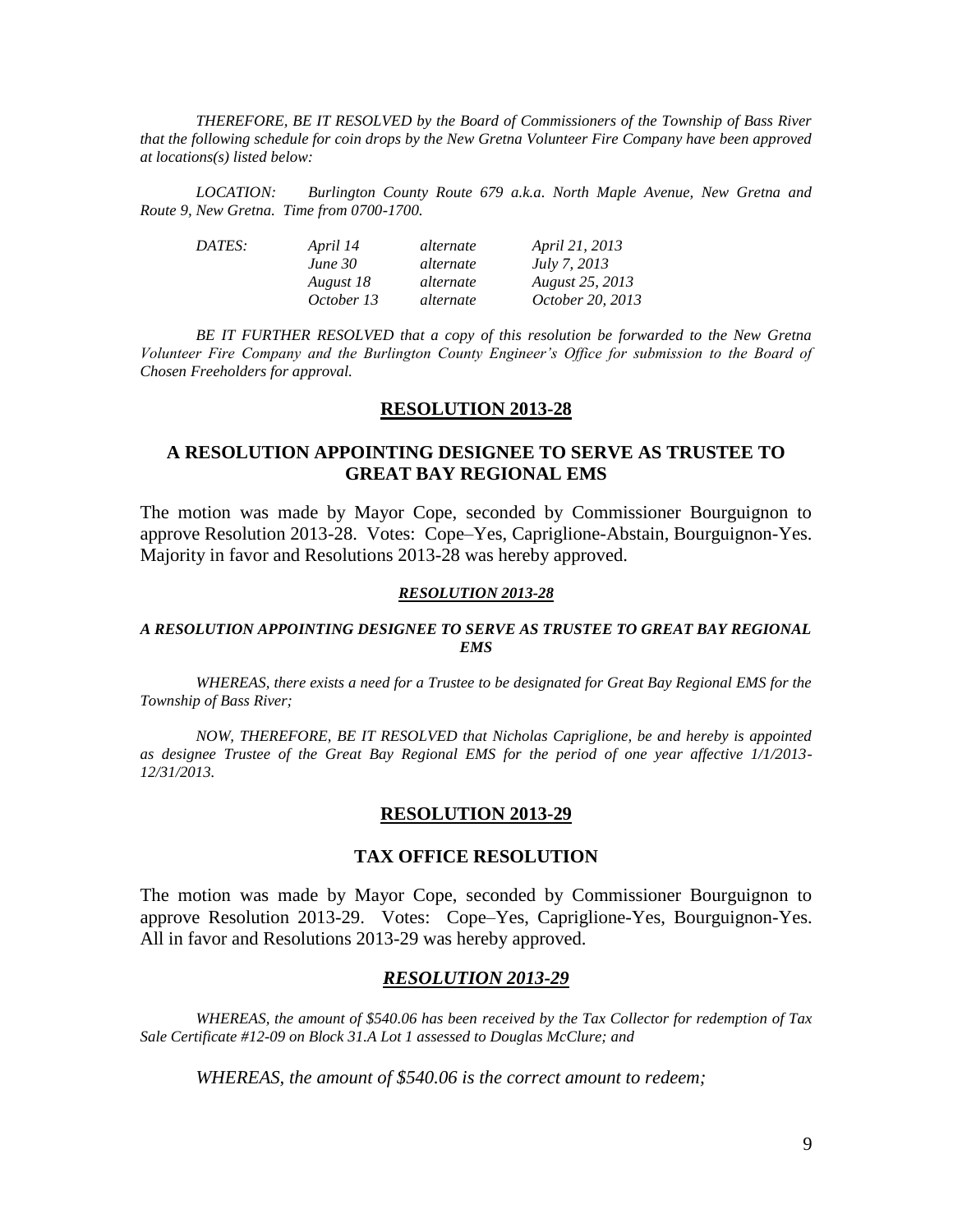*THEREFORE, BE IT RESOLVED by the Board of Commissioners of the Township of Bass River that the following schedule for coin drops by the New Gretna Volunteer Fire Company have been approved at locations(s) listed below:*

*LOCATION: Burlington County Route 679 a.k.a. North Maple Avenue, New Gretna and Route 9, New Gretna. Time from 0700-1700.*

| *DATES:* | *April 14* | *alternate* | *April 21, 2013* |
|---|---|---|---|
| | *June 30* | *alternate* | *July 7, 2013* |
| | *August 18* | *alternate* | *August 25, 2013* |
| | *October 13* | *alternate* | *October 20, 2013* |

*BE IT FURTHER RESOLVED that a copy of this resolution be forwarded to the New Gretna Volunteer Fire Company and the Burlington County Engineer's Office for submission to the Board of Chosen Freeholders for approval.*

## RESOLUTION 2013-28

## A RESOLUTION APPOINTING DESIGNEE TO SERVE AS TRUSTEE TO GREAT BAY REGIONAL EMS

The motion was made by Mayor Cope, seconded by Commissioner Bourguignon to approve Resolution 2013-28. Votes: Cope–Yes, Capriglione-Abstain, Bourguignon-Yes. Majority in favor and Resolutions 2013-28 was hereby approved.

***RESOLUTION 2013-28***

***A RESOLUTION APPOINTING DESIGNEE TO SERVE AS TRUSTEE TO GREAT BAY REGIONAL EMS***

*WHEREAS, there exists a need for a Trustee to be designated for Great Bay Regional EMS for the Township of Bass River;*

*NOW, THEREFORE, BE IT RESOLVED that Nicholas Capriglione, be and hereby is appointed as designee Trustee of the Great Bay Regional EMS for the period of one year affective 1/1/2013-12/31/2013.*

## RESOLUTION 2013-29

## TAX OFFICE RESOLUTION

The motion was made by Mayor Cope, seconded by Commissioner Bourguignon to approve Resolution 2013-29. Votes: Cope–Yes, Capriglione-Yes, Bourguignon-Yes. All in favor and Resolutions 2013-29 was hereby approved.

***RESOLUTION 2013-29***

*WHEREAS, the amount of $540.06 has been received by the Tax Collector for redemption of Tax Sale Certificate #12-09 on Block 31.A Lot 1 assessed to Douglas McClure; and*

*WHEREAS, the amount of $540.06 is the correct amount to redeem;*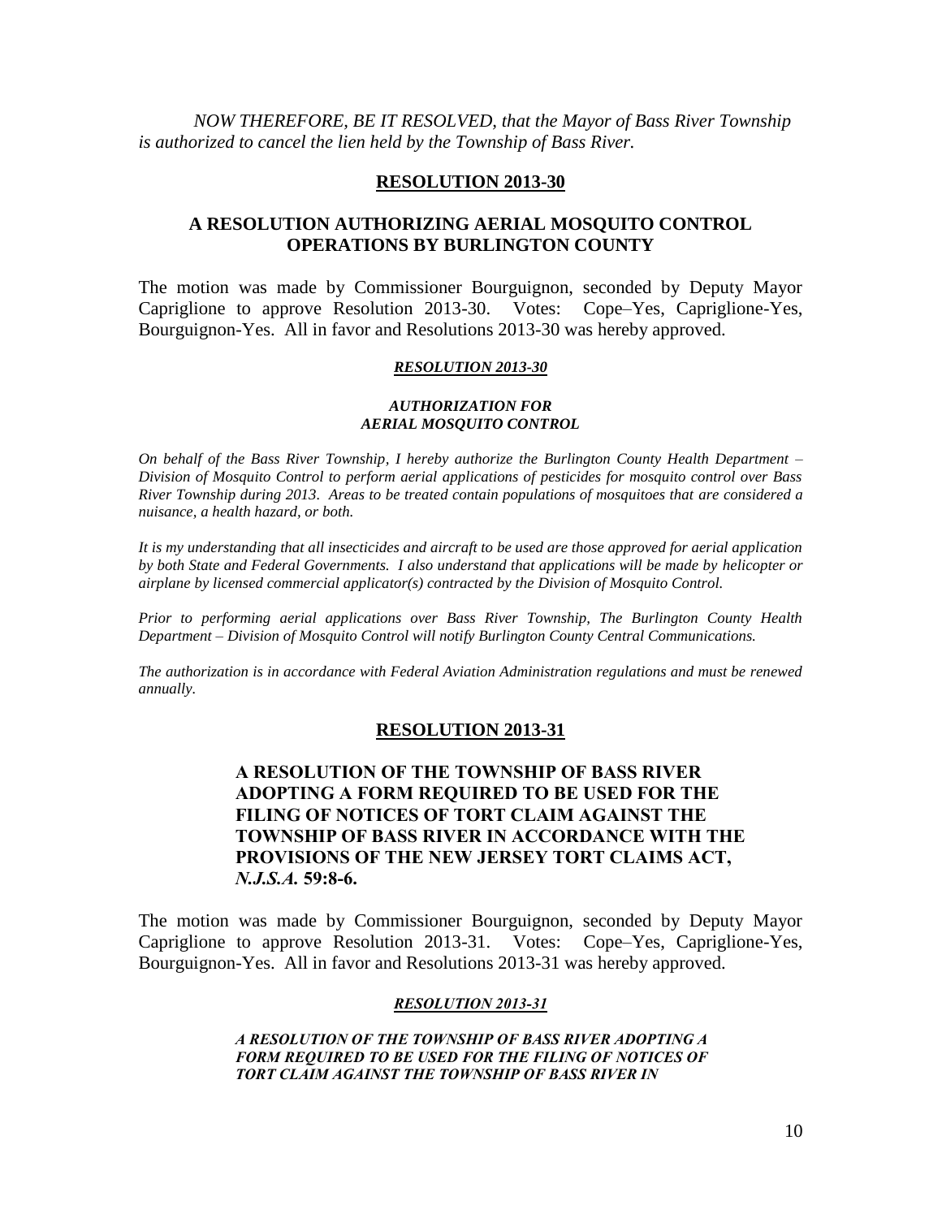*NOW THEREFORE, BE IT RESOLVED, that the Mayor of Bass River Township is authorized to cancel the lien held by the Township of Bass River.*

## RESOLUTION 2013-30

### A RESOLUTION AUTHORIZING AERIAL MOSQUITO CONTROL OPERATIONS BY BURLINGTON COUNTY

The motion was made by Commissioner Bourguignon, seconded by Deputy Mayor Capriglione to approve Resolution 2013-30. Votes: Cope–Yes, Capriglione-Yes, Bourguignon-Yes. All in favor and Resolutions 2013-30 was hereby approved.

***RESOLUTION 2013-30***

***AUTHORIZATION FOR AERIAL MOSQUITO CONTROL***

*On behalf of the Bass River Township, I hereby authorize the Burlington County Health Department – Division of Mosquito Control to perform aerial applications of pesticides for mosquito control over Bass River Township during 2013. Areas to be treated contain populations of mosquitoes that are considered a nuisance, a health hazard, or both.*

*It is my understanding that all insecticides and aircraft to be used are those approved for aerial application by both State and Federal Governments. I also understand that applications will be made by helicopter or airplane by licensed commercial applicator(s) contracted by the Division of Mosquito Control.*

*Prior to performing aerial applications over Bass River Township, The Burlington County Health Department – Division of Mosquito Control will notify Burlington County Central Communications.*

*The authorization is in accordance with Federal Aviation Administration regulations and must be renewed annually.*

## RESOLUTION 2013-31

### A RESOLUTION OF THE TOWNSHIP OF BASS RIVER ADOPTING A FORM REQUIRED TO BE USED FOR THE FILING OF NOTICES OF TORT CLAIM AGAINST THE TOWNSHIP OF BASS RIVER IN ACCORDANCE WITH THE PROVISIONS OF THE NEW JERSEY TORT CLAIMS ACT, *N.J.S.A.* 59:8-6.

The motion was made by Commissioner Bourguignon, seconded by Deputy Mayor Capriglione to approve Resolution 2013-31. Votes: Cope–Yes, Capriglione-Yes, Bourguignon-Yes. All in favor and Resolutions 2013-31 was hereby approved.

***RESOLUTION 2013-31***

***A RESOLUTION OF THE TOWNSHIP OF BASS RIVER ADOPTING A FORM REQUIRED TO BE USED FOR THE FILING OF NOTICES OF TORT CLAIM AGAINST THE TOWNSHIP OF BASS RIVER IN***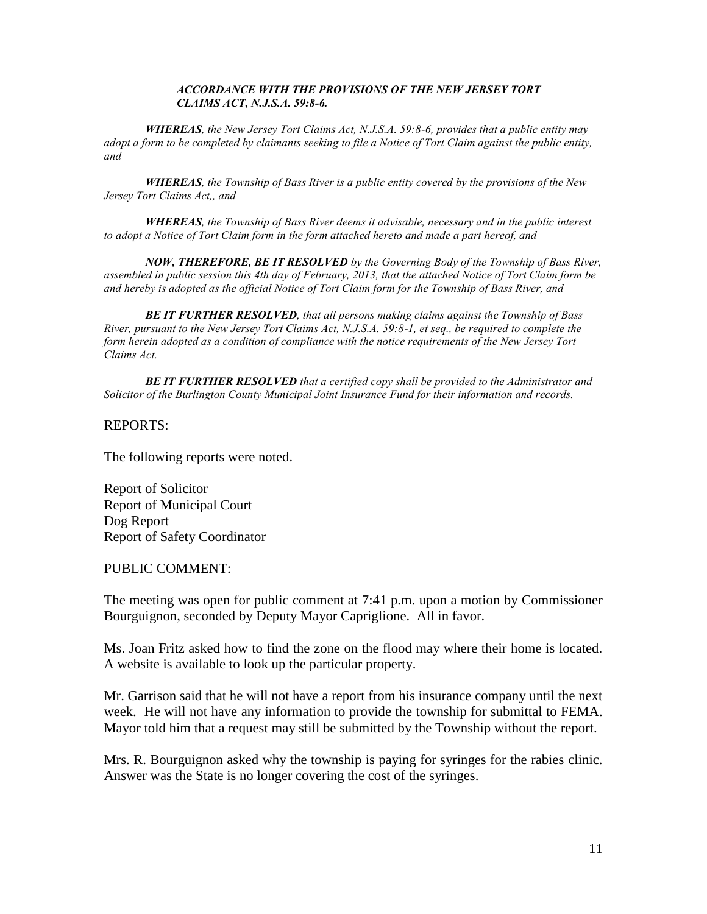***ACCORDANCE WITH THE PROVISIONS OF THE NEW JERSEY TORT CLAIMS ACT, N.J.S.A. 59:8-6.***

***WHEREAS****, the New Jersey Tort Claims Act, N.J.S.A. 59:8-6, provides that a public entity may adopt a form to be completed by claimants seeking to file a Notice of Tort Claim against the public entity, and*

***WHEREAS****, the Township of Bass River is a public entity covered by the provisions of the New Jersey Tort Claims Act,, and*

***WHEREAS****, the Township of Bass River deems it advisable, necessary and in the public interest to adopt a Notice of Tort Claim form in the form attached hereto and made a part hereof, and*

***NOW, THEREFORE, BE IT RESOLVED*** *by the Governing Body of the Township of Bass River, assembled in public session this 4th day of February, 2013, that the attached Notice of Tort Claim form be and hereby is adopted as the official Notice of Tort Claim form for the Township of Bass River, and*

***BE IT FURTHER RESOLVED****, that all persons making claims against the Township of Bass River, pursuant to the New Jersey Tort Claims Act, N.J.S.A. 59:8-1, et seq., be required to complete the form herein adopted as a condition of compliance with the notice requirements of the New Jersey Tort Claims Act.*

***BE IT FURTHER RESOLVED*** *that a certified copy shall be provided to the Administrator and Solicitor of the Burlington County Municipal Joint Insurance Fund for their information and records.*

REPORTS:

The following reports were noted.

Report of Solicitor
Report of Municipal Court
Dog Report
Report of Safety Coordinator

PUBLIC COMMENT:

The meeting was open for public comment at 7:41 p.m. upon a motion by Commissioner Bourguignon, seconded by Deputy Mayor Capriglione. All in favor.

Ms. Joan Fritz asked how to find the zone on the flood may where their home is located. A website is available to look up the particular property.

Mr. Garrison said that he will not have a report from his insurance company until the next week. He will not have any information to provide the township for submittal to FEMA. Mayor told him that a request may still be submitted by the Township without the report.

Mrs. R. Bourguignon asked why the township is paying for syringes for the rabies clinic. Answer was the State is no longer covering the cost of the syringes.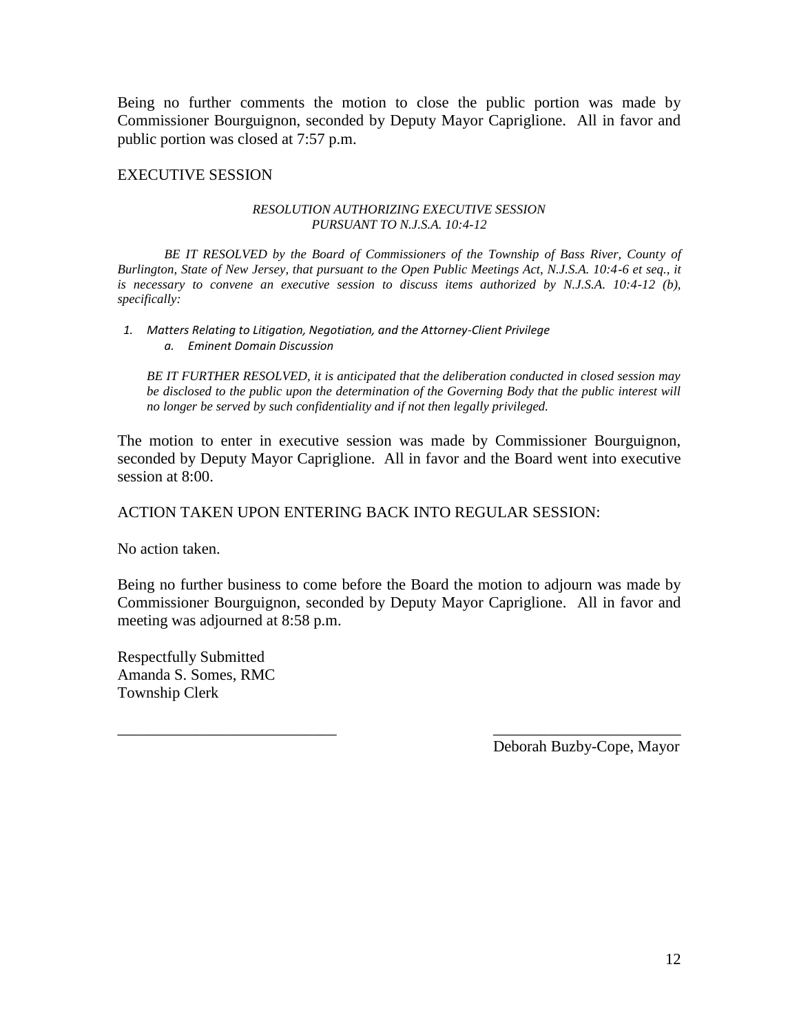Being no further comments the motion to close the public portion was made by Commissioner Bourguignon, seconded by Deputy Mayor Capriglione. All in favor and public portion was closed at 7:57 p.m.

EXECUTIVE SESSION

*RESOLUTION AUTHORIZING EXECUTIVE SESSION*
*PURSUANT TO N.J.S.A. 10:4-12*

*BE IT RESOLVED by the Board of Commissioners of the Township of Bass River, County of Burlington, State of New Jersey, that pursuant to the Open Public Meetings Act, N.J.S.A. 10:4-6 et seq., it is necessary to convene an executive session to discuss items authorized by N.J.S.A. 10:4-12 (b), specifically:*

1. *Matters Relating to Litigation, Negotiation, and the Attorney-Client Privilege*
   a. *Eminent Domain Discussion*

*BE IT FURTHER RESOLVED, it is anticipated that the deliberation conducted in closed session may be disclosed to the public upon the determination of the Governing Body that the public interest will no longer be served by such confidentiality and if not then legally privileged.*

The motion to enter in executive session was made by Commissioner Bourguignon, seconded by Deputy Mayor Capriglione. All in favor and the Board went into executive session at 8:00.

ACTION TAKEN UPON ENTERING BACK INTO REGULAR SESSION:

No action taken.

Being no further business to come before the Board the motion to adjourn was made by Commissioner Bourguignon, seconded by Deputy Mayor Capriglione. All in favor and meeting was adjourned at 8:58 p.m.

Respectfully Submitted
Amanda S. Somes, RMC
Township Clerk

____________________________ ________________________
Deborah Buzby-Cope, Mayor